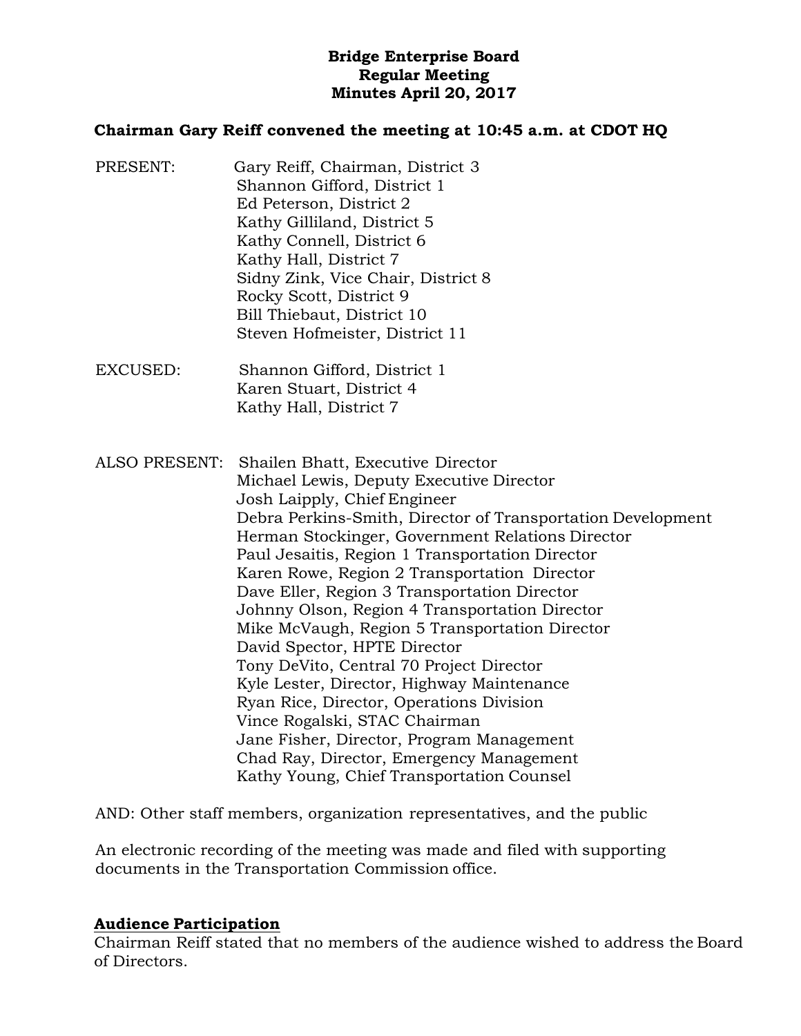**Bridge Enterprise Board**
**Regular Meeting**
**Minutes April 20, 2017**

**Chairman Gary Reiff convened the meeting at 10:45 a.m. at CDOT HQ**

PRESENT:
- Gary Reiff, Chairman, District 3
- Shannon Gifford, District 1
- Ed Peterson, District 2
- Kathy Gilliland, District 5
- Kathy Connell, District 6
- Kathy Hall, District 7
- Sidny Zink, Vice Chair, District 8
- Rocky Scott, District 9
- Bill Thiebaut, District 10
- Steven Hofmeister, District 11

EXCUSED:
- Shannon Gifford, District 1
- Karen Stuart, District 4
- Kathy Hall, District 7

ALSO PRESENT:
- Shailen Bhatt, Executive Director
- Michael Lewis, Deputy Executive Director
- Josh Laipply, Chief Engineer
- Debra Perkins-Smith, Director of Transportation Development
- Herman Stockinger, Government Relations Director
- Paul Jesaitis, Region 1 Transportation Director
- Karen Rowe, Region 2 Transportation Director
- Dave Eller, Region 3 Transportation Director
- Johnny Olson, Region 4 Transportation Director
- Mike McVaugh, Region 5 Transportation Director
- David Spector, HPTE Director
- Tony DeVito, Central 70 Project Director
- Kyle Lester, Director, Highway Maintenance
- Ryan Rice, Director, Operations Division
- Vince Rogalski, STAC Chairman
- Jane Fisher, Director, Program Management
- Chad Ray, Director, Emergency Management
- Kathy Young, Chief Transportation Counsel

AND: Other staff members, organization representatives, and the public

An electronic recording of the meeting was made and filed with supporting documents in the Transportation Commission office.

## Audience Participation

Chairman Reiff stated that no members of the audience wished to address the Board of Directors.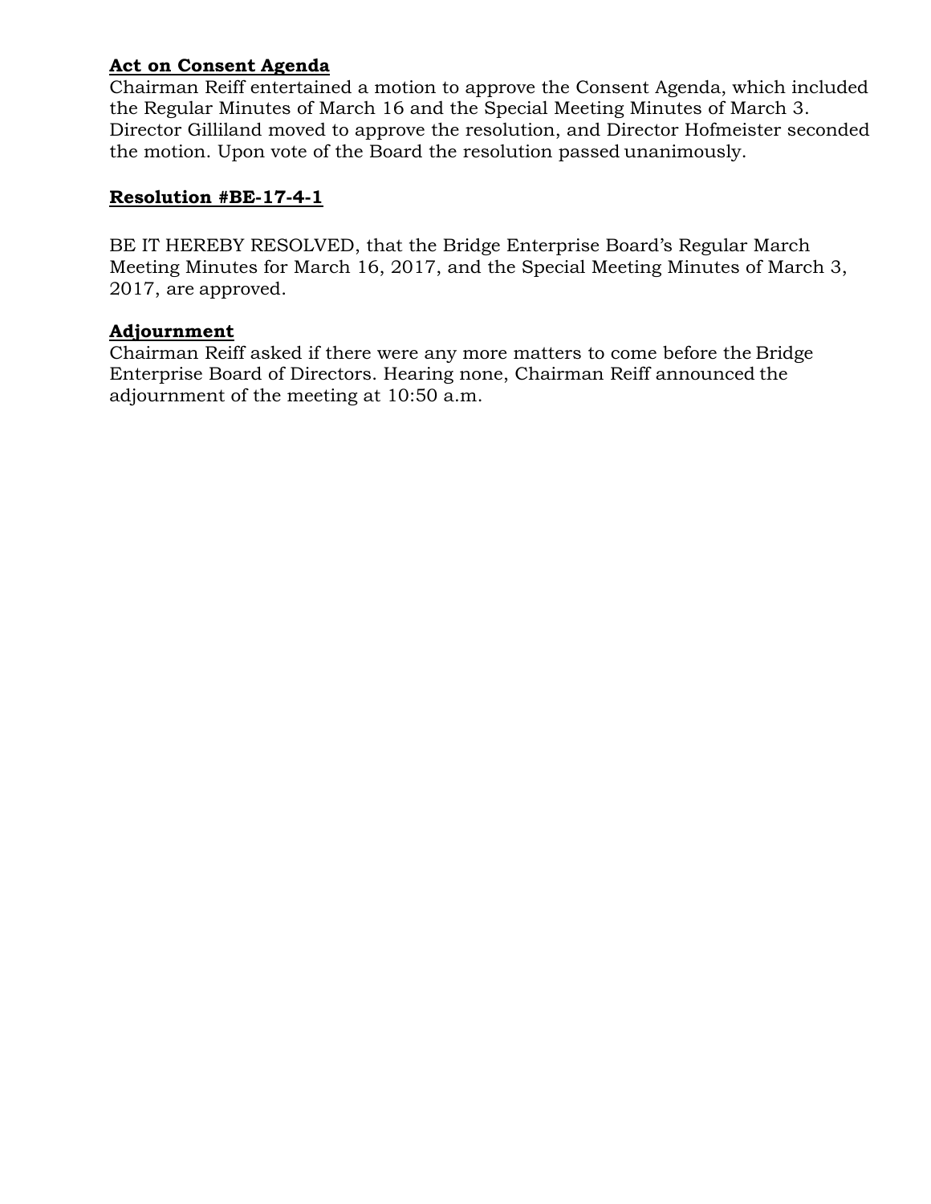**Act on Consent Agenda**
Chairman Reiff entertained a motion to approve the Consent Agenda, which included the Regular Minutes of March 16 and the Special Meeting Minutes of March 3. Director Gilliland moved to approve the resolution, and Director Hofmeister seconded the motion. Upon vote of the Board the resolution passed unanimously.

**Resolution #BE-17-4-1**

BE IT HEREBY RESOLVED, that the Bridge Enterprise Board's Regular March Meeting Minutes for March 16, 2017, and the Special Meeting Minutes of March 3, 2017, are approved.

**Adjournment**
Chairman Reiff asked if there were any more matters to come before the Bridge Enterprise Board of Directors. Hearing none, Chairman Reiff announced the adjournment of the meeting at 10:50 a.m.